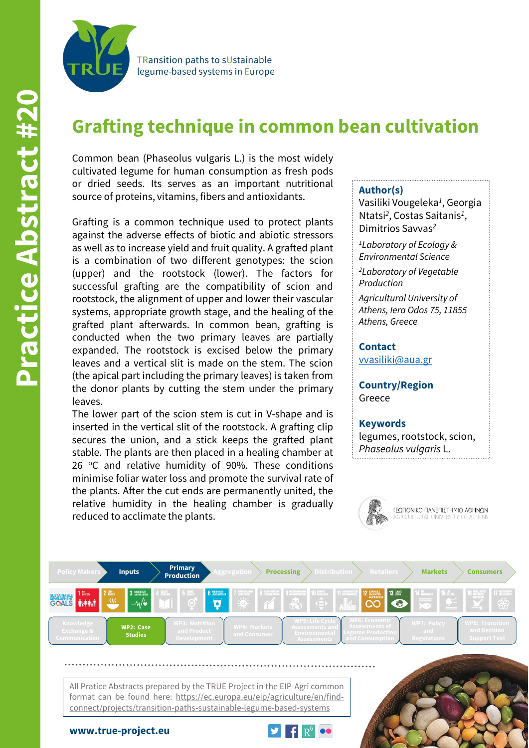Practice Abstract #20

TRansition paths to sUstainable legume-based systems in Europe

# Grafting technique in common bean cultivation

Common bean (Phaseolus vulgaris L.) is the most widely cultivated legume for human consumption as fresh pods or dried seeds. Its serves as an important nutritional source of proteins, vitamins, fibers and antioxidants.

Grafting is a common technique used to protect plants against the adverse effects of biotic and abiotic stressors as well as to increase yield and fruit quality. A grafted plant is a combination of two different genotypes: the scion (upper) and the rootstock (lower). The factors for successful grafting are the compatibility of scion and rootstock, the alignment of upper and lower their vascular systems, appropriate growth stage, and the healing of the grafted plant afterwards. In common bean, grafting is conducted when the two primary leaves are partially expanded. The rootstock is excised below the primary leaves and a vertical slit is made on the stem. The scion (the apical part including the primary leaves) is taken from the donor plants by cutting the stem under the primary leaves.

The lower part of the scion stem is cut in V-shape and is inserted in the vertical slit of the rootstock. A grafting clip secures the union, and a stick keeps the grafted plant stable. The plants are then placed in a healing chamber at 26 °C and relative humidity of 90%. These conditions minimise foliar water loss and promote the survival rate of the plants. After the cut ends are permanently united, the relative humidity in the healing chamber is gradually reduced to acclimate the plants.

**Author(s)**

Vasiliki Vougeleka[1], Georgia Ntatsi[2], Costas Saitanis[1], Dimitrios Savvas[2]

*[1]Laboratory of Ecology & Environmental Science*

*[2]Laboratory of Vegetable Production*

*Agricultural University of Athens, Iera Odos 75, 11855 Athens, Greece*

**Contact**

vvasiliki@aua.gr

**Country/Region**

Greece

**Keywords**

legumes, rootstock, scion, *Phaseolus vulgaris* L.

ΓΕΩΠΟΝΙΚΟ ΠΑΝΕΠΙΣΤΗΜΙΟ ΑΘΗΝΩΝ
AGRICULTURAL UNIVERSITY OF ATHENS

Policy Makers | Inputs | Primary Production | Aggregation | Processing | Distribution | Retailers | Markets | Consumers

Knowledge Exchange & Communication | WP2: Case Studies | WP3: Nutrition and Product Development | WP4: Markets and Consumer | WP5: Life Cycle Assessments and Environmental Assessments | WP6: Economic Assessments of Legume Production and Consumption | WP7: Policy and Regulations | WP8: Transition and Decision Support Tool

All Pratice Abstracts prepared by the TRUE Project in the EIP-Agri common format can be found here: https://ec.europa.eu/eip/agriculture/en/find-connect/projects/transition-paths-sustainable-legume-based-systems

**www.true-project.eu**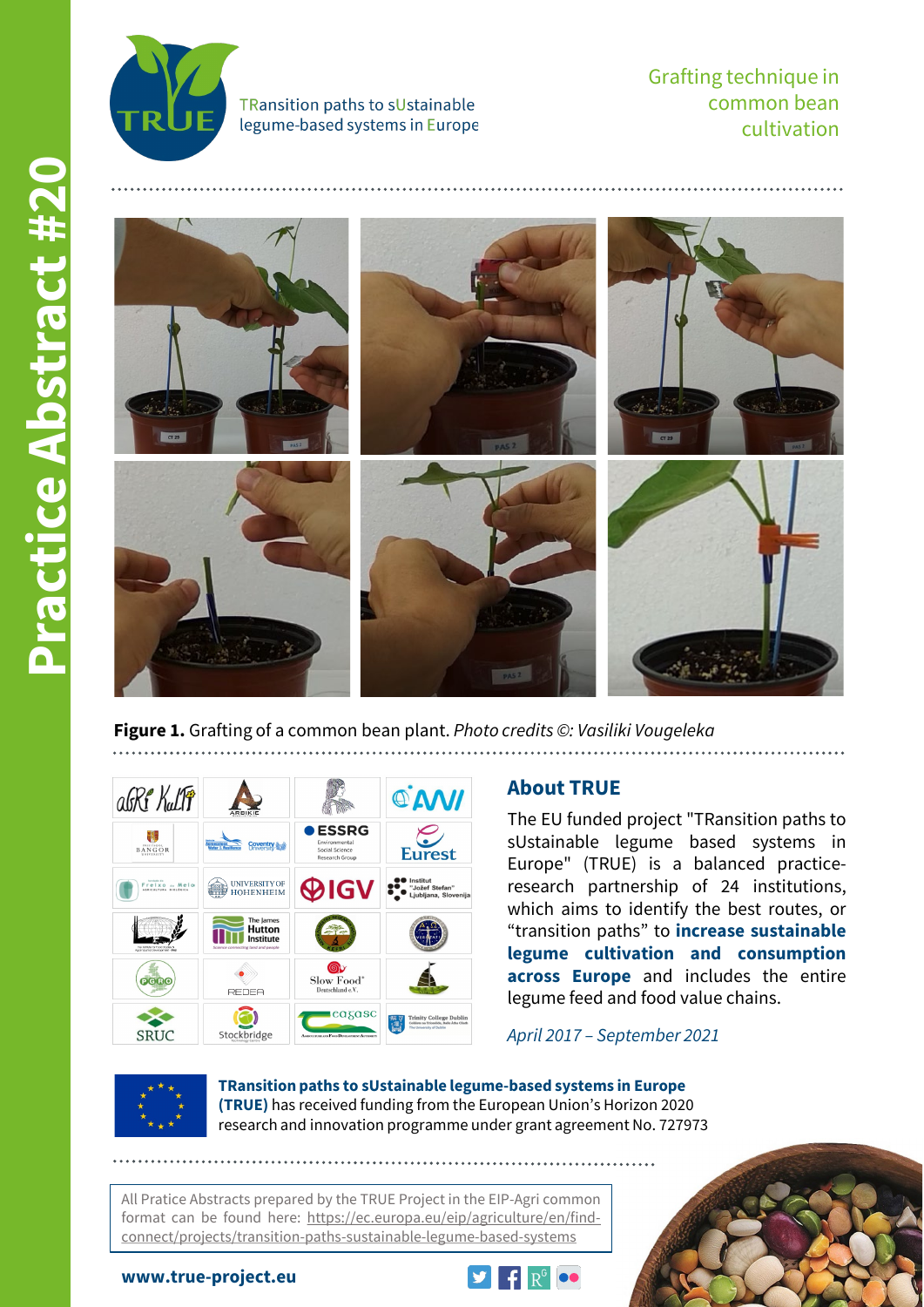TRansition paths to sUstainable legume-based systems in Europe

Grafting technique in common bean cultivation

Practice Abstract #20

**Figure 1.** Grafting of a common bean plant. *Photo credits ©: Vasiliki Vougeleka*

## About TRUE

The EU funded project "TRansition paths to sUstainable legume based systems in Europe" (TRUE) is a balanced practice-research partnership of 24 institutions, which aims to identify the best routes, or "transition paths" to **increase sustainable legume cultivation and consumption across Europe** and includes the entire legume feed and food value chains.

*April 2017 – September 2021*

**TRansition paths to sUstainable legume-based systems in Europe (TRUE)** has received funding from the European Union's Horizon 2020 research and innovation programme under grant agreement No. 727973

All Pratice Abstracts prepared by the TRUE Project in the EIP-Agri common format can be found here: https://ec.europa.eu/eip/agriculture/en/find-connect/projects/transition-paths-sustainable-legume-based-systems

**www.true-project.eu**